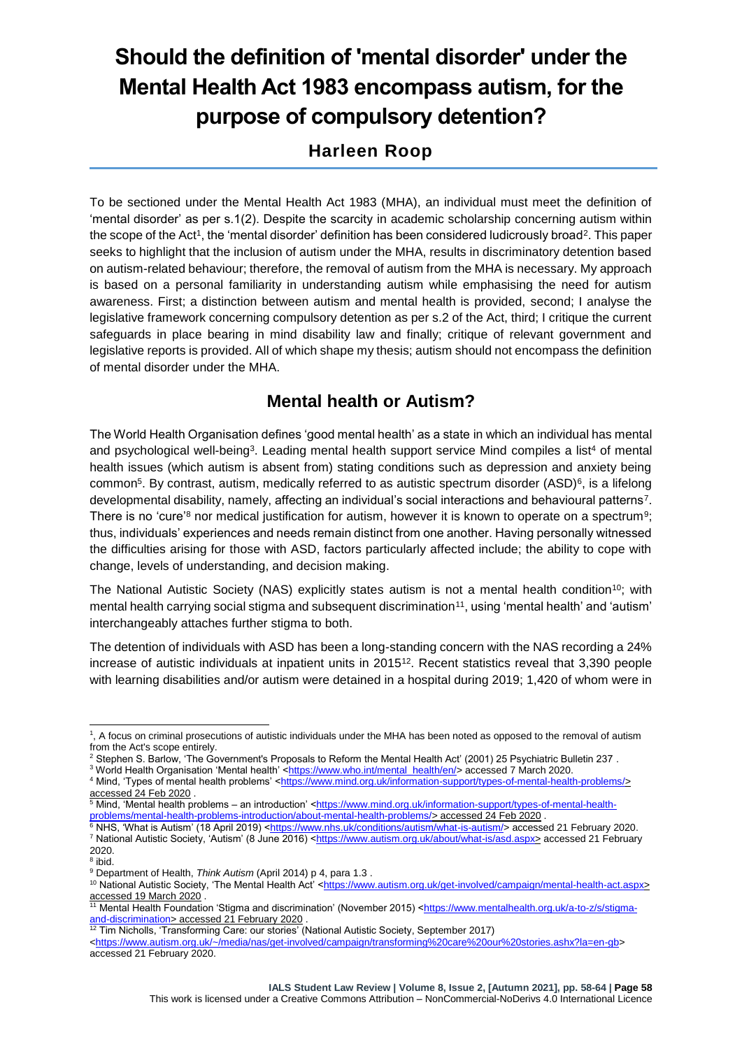# Should the definition of 'mental disorder' under the Mental Health Act 1983 encompass autism, for the purpose of compulsory detention?

## Harleen Roop

To be sectioned under the Mental Health Act 1983 (MHA), an individual must meet the definition of 'mental disorder' as per s.1(2). Despite the scarcity in academic scholarship concerning autism within the scope of the Act[1], the 'mental disorder' definition has been considered ludicrously broad[2]. This paper seeks to highlight that the inclusion of autism under the MHA, results in discriminatory detention based on autism-related behaviour; therefore, the removal of autism from the MHA is necessary. My approach is based on a personal familiarity in understanding autism while emphasising the need for autism awareness. First; a distinction between autism and mental health is provided, second; I analyse the legislative framework concerning compulsory detention as per s.2 of the Act, third; I critique the current safeguards in place bearing in mind disability law and finally; critique of relevant government and legislative reports is provided. All of which shape my thesis; autism should not encompass the definition of mental disorder under the MHA.

## Mental health or Autism?

The World Health Organisation defines 'good mental health' as a state in which an individual has mental and psychological well-being[3]. Leading mental health support service Mind compiles a list[4] of mental health issues (which autism is absent from) stating conditions such as depression and anxiety being common[5]. By contrast, autism, medically referred to as autistic spectrum disorder (ASD)[6], is a lifelong developmental disability, namely, affecting an individual's social interactions and behavioural patterns[7]. There is no 'cure'[8] nor medical justification for autism, however it is known to operate on a spectrum[9]; thus, individuals' experiences and needs remain distinct from one another. Having personally witnessed the difficulties arising for those with ASD, factors particularly affected include; the ability to cope with change, levels of understanding, and decision making.

The National Autistic Society (NAS) explicitly states autism is not a mental health condition[10]; with mental health carrying social stigma and subsequent discrimination[11], using 'mental health' and 'autism' interchangeably attaches further stigma to both.

The detention of individuals with ASD has been a long-standing concern with the NAS recording a 24% increase of autistic individuals at inpatient units in 2015[12]. Recent statistics reveal that 3,390 people with learning disabilities and/or autism were detained in a hospital during 2019; 1,420 of whom were in

---

[1], A focus on criminal prosecutions of autistic individuals under the MHA has been noted as opposed to the removal of autism from the Act's scope entirely.

[2] Stephen S. Barlow, 'The Government's Proposals to Reform the Mental Health Act' (2001) 25 Psychiatric Bulletin 237 .

[3] World Health Organisation 'Mental health' <https://www.who.int/mental_health/en/> accessed 7 March 2020.

[4] Mind, 'Types of mental health problems' <https://www.mind.org.uk/information-support/types-of-mental-health-problems/> accessed 24 Feb 2020 .

[5] Mind, 'Mental health problems – an introduction' <https://www.mind.org.uk/information-support/types-of-mental-health-problems/mental-health-problems-introduction/about-mental-health-problems/> accessed 24 Feb 2020 .

[6] NHS, 'What is Autism' (18 April 2019) <https://www.nhs.uk/conditions/autism/what-is-autism/> accessed 21 February 2020.

[7] National Autistic Society, 'Autism' (8 June 2016) <https://www.autism.org.uk/about/what-is/asd.aspx> accessed 21 February 2020.

[8] ibid.

[9] Department of Health, *Think Autism* (April 2014) p 4, para 1.3 .

[10] National Autistic Society, 'The Mental Health Act' <https://www.autism.org.uk/get-involved/campaign/mental-health-act.aspx> accessed 19 March 2020 .

[11] Mental Health Foundation 'Stigma and discrimination' (November 2015) <https://www.mentalhealth.org.uk/a-to-z/s/stigma-and-discrimination> accessed 21 February 2020 .

[12] Tim Nicholls, 'Transforming Care: our stories' (National Autistic Society, September 2017) <https://www.autism.org.uk/~/media/nas/get-involved/campaign/transforming%20care%20our%20stories.ashx?la=en-gb> accessed 21 February 2020.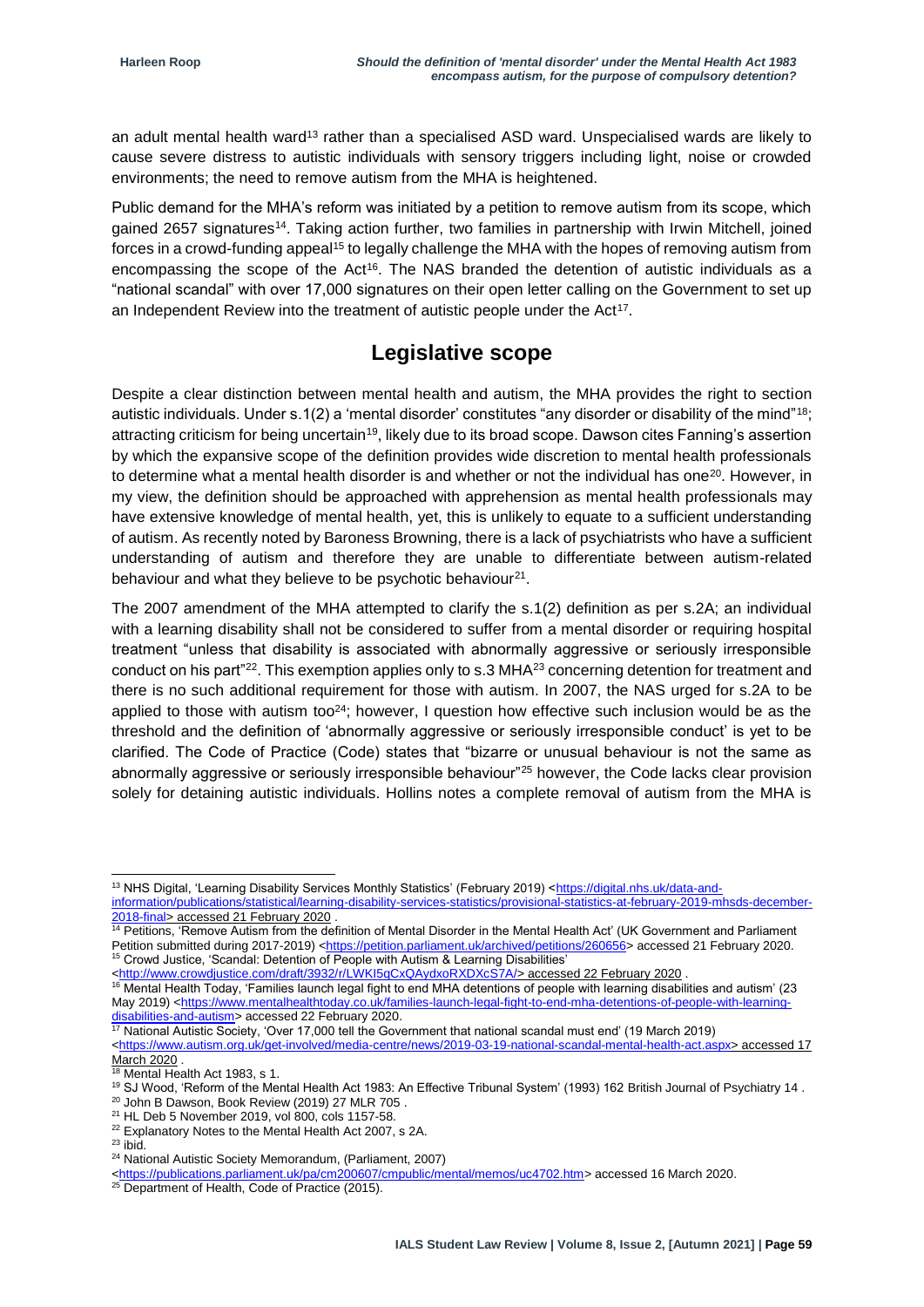an adult mental health ward[13] rather than a specialised ASD ward. Unspecialised wards are likely to cause severe distress to autistic individuals with sensory triggers including light, noise or crowded environments; the need to remove autism from the MHA is heightened.

Public demand for the MHA's reform was initiated by a petition to remove autism from its scope, which gained 2657 signatures[14]. Taking action further, two families in partnership with Irwin Mitchell, joined forces in a crowd-funding appeal[15] to legally challenge the MHA with the hopes of removing autism from encompassing the scope of the Act[16]. The NAS branded the detention of autistic individuals as a "national scandal" with over 17,000 signatures on their open letter calling on the Government to set up an Independent Review into the treatment of autistic people under the Act[17].

## Legislative scope

Despite a clear distinction between mental health and autism, the MHA provides the right to section autistic individuals. Under s.1(2) a 'mental disorder' constitutes "any disorder or disability of the mind"[18]; attracting criticism for being uncertain[19], likely due to its broad scope. Dawson cites Fanning's assertion by which the expansive scope of the definition provides wide discretion to mental health professionals to determine what a mental health disorder is and whether or not the individual has one[20]. However, in my view, the definition should be approached with apprehension as mental health professionals may have extensive knowledge of mental health, yet, this is unlikely to equate to a sufficient understanding of autism. As recently noted by Baroness Browning, there is a lack of psychiatrists who have a sufficient understanding of autism and therefore they are unable to differentiate between autism-related behaviour and what they believe to be psychotic behaviour[21].

The 2007 amendment of the MHA attempted to clarify the s.1(2) definition as per s.2A; an individual with a learning disability shall not be considered to suffer from a mental disorder or requiring hospital treatment "unless that disability is associated with abnormally aggressive or seriously irresponsible conduct on his part"[22]. This exemption applies only to s.3 MHA[23] concerning detention for treatment and there is no such additional requirement for those with autism. In 2007, the NAS urged for s.2A to be applied to those with autism too[24]; however, I question how effective such inclusion would be as the threshold and the definition of 'abnormally aggressive or seriously irresponsible conduct' is yet to be clarified. The Code of Practice (Code) states that "bizarre or unusual behaviour is not the same as abnormally aggressive or seriously irresponsible behaviour"[25] however, the Code lacks clear provision solely for detaining autistic individuals. Hollins notes a complete removal of autism from the MHA is

---

[13] NHS Digital, 'Learning Disability Services Monthly Statistics' (February 2019) <https://digital.nhs.uk/data-and-information/publications/statistical/learning-disability-services-statistics/provisional-statistics-at-february-2019-mhsds-december-2018-final> accessed 21 February 2020 .

[14] Petitions, 'Remove Autism from the definition of Mental Disorder in the Mental Health Act' (UK Government and Parliament Petition submitted during 2017-2019) <https://petition.parliament.uk/archived/petitions/260656> accessed 21 February 2020.

[15] Crowd Justice, 'Scandal: Detention of People with Autism & Learning Disabilities' <http://www.crowdjustice.com/draft/3932/r/LWKI5qCxQAydxoRXDXcS7A/> accessed 22 February 2020 .

[16] Mental Health Today, 'Families launch legal fight to end MHA detentions of people with learning disabilities and autism' (23 May 2019) <https://www.mentalhealthtoday.co.uk/families-launch-legal-fight-to-end-mha-detentions-of-people-with-learning-disabilities-and-autism> accessed 22 February 2020.

[17] National Autistic Society, 'Over 17,000 tell the Government that national scandal must end' (19 March 2019) <https://www.autism.org.uk/get-involved/media-centre/news/2019-03-19-national-scandal-mental-health-act.aspx> accessed 17 March 2020 .

[18] Mental Health Act 1983, s 1.

[19] SJ Wood, 'Reform of the Mental Health Act 1983: An Effective Tribunal System' (1993) 162 British Journal of Psychiatry 14 .

[20] John B Dawson, Book Review (2019) 27 MLR 705 .

[21] HL Deb 5 November 2019, vol 800, cols 1157-58.

[22] Explanatory Notes to the Mental Health Act 2007, s 2A.

[23] ibid.

[24] National Autistic Society Memorandum, (Parliament, 2007) <https://publications.parliament.uk/pa/cm200607/cmpublic/mental/memos/uc4702.htm> accessed 16 March 2020.

[25] Department of Health, Code of Practice (2015).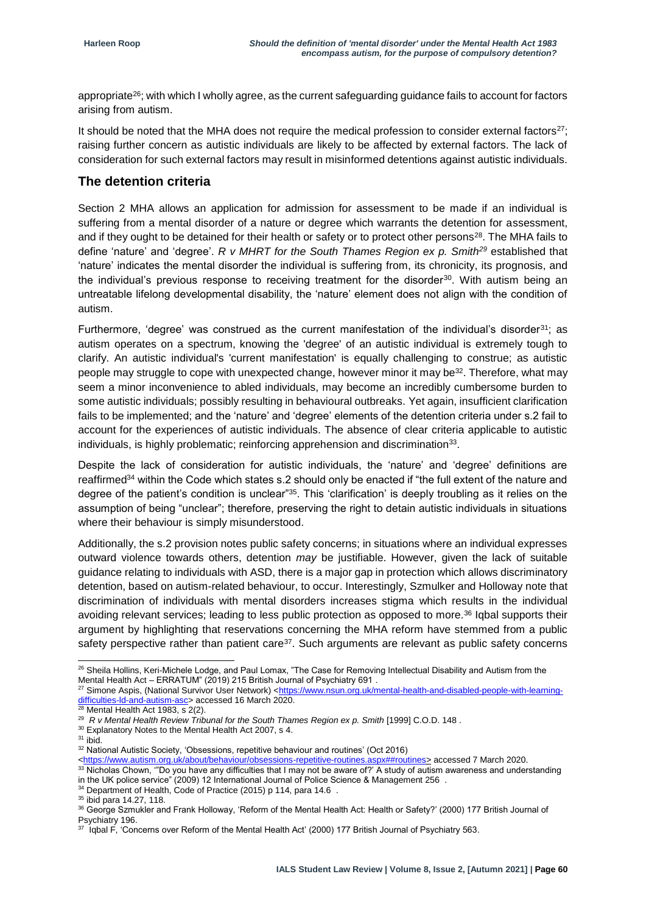appropriate[26]; with which I wholly agree, as the current safeguarding guidance fails to account for factors arising from autism.

It should be noted that the MHA does not require the medical profession to consider external factors[27]; raising further concern as autistic individuals are likely to be affected by external factors. The lack of consideration for such external factors may result in misinformed detentions against autistic individuals.

## The detention criteria

Section 2 MHA allows an application for admission for assessment to be made if an individual is suffering from a mental disorder of a nature or degree which warrants the detention for assessment, and if they ought to be detained for their health or safety or to protect other persons[28]. The MHA fails to define 'nature' and 'degree'. *R v MHRT for the South Thames Region ex p. Smith*[29] established that 'nature' indicates the mental disorder the individual is suffering from, its chronicity, its prognosis, and the individual's previous response to receiving treatment for the disorder[30]. With autism being an untreatable lifelong developmental disability, the 'nature' element does not align with the condition of autism.

Furthermore, 'degree' was construed as the current manifestation of the individual's disorder[31]; as autism operates on a spectrum, knowing the 'degree' of an autistic individual is extremely tough to clarify. An autistic individual's 'current manifestation' is equally challenging to construe; as autistic people may struggle to cope with unexpected change, however minor it may be[32]. Therefore, what may seem a minor inconvenience to abled individuals, may become an incredibly cumbersome burden to some autistic individuals; possibly resulting in behavioural outbreaks. Yet again, insufficient clarification fails to be implemented; and the 'nature' and 'degree' elements of the detention criteria under s.2 fail to account for the experiences of autistic individuals. The absence of clear criteria applicable to autistic individuals, is highly problematic; reinforcing apprehension and discrimination[33].

Despite the lack of consideration for autistic individuals, the 'nature' and 'degree' definitions are reaffirmed[34] within the Code which states s.2 should only be enacted if "the full extent of the nature and degree of the patient's condition is unclear"[35]. This 'clarification' is deeply troubling as it relies on the assumption of being "unclear"; therefore, preserving the right to detain autistic individuals in situations where their behaviour is simply misunderstood.

Additionally, the s.2 provision notes public safety concerns; in situations where an individual expresses outward violence towards others, detention *may* be justifiable. However, given the lack of suitable guidance relating to individuals with ASD, there is a major gap in protection which allows discriminatory detention, based on autism-related behaviour, to occur. Interestingly, Szmulker and Holloway note that discrimination of individuals with mental disorders increases stigma which results in the individual avoiding relevant services; leading to less public protection as opposed to more.[36] Iqbal supports their argument by highlighting that reservations concerning the MHA reform have stemmed from a public safety perspective rather than patient care[37]. Such arguments are relevant as public safety concerns

---

[26] Sheila Hollins, Keri-Michele Lodge, and Paul Lomax, "The Case for Removing Intellectual Disability and Autism from the Mental Health Act – ERRATUM" (2019) 215 British Journal of Psychiatry 691 .

[27] Simone Aspis, (National Survivor User Network) <https://www.nsun.org.uk/mental-health-and-disabled-people-with-learning-difficulties-ld-and-autism-asc> accessed 16 March 2020.

[28] Mental Health Act 1983, s 2(2).

[29] *R v Mental Health Review Tribunal for the South Thames Region ex p. Smith* [1999] C.O.D. 148 .

[30] Explanatory Notes to the Mental Health Act 2007, s 4.

[31] ibid.

[32] National Autistic Society, 'Obsessions, repetitive behaviour and routines' (Oct 2016) <https://www.autism.org.uk/about/behaviour/obsessions-repetitive-routines.aspx##routines> accessed 7 March 2020.

[33] Nicholas Chown, '"Do you have any difficulties that I may not be aware of?' A study of autism awareness and understanding in the UK police service" (2009) 12 International Journal of Police Science & Management 256 .

[34] Department of Health, Code of Practice (2015) p 114, para 14.6 .

[35] ibid para 14.27, 118.

[36] George Szmukler and Frank Holloway, 'Reform of the Mental Health Act: Health or Safety?' (2000) 177 British Journal of Psychiatry 196.

[37] Iqbal F, 'Concerns over Reform of the Mental Health Act' (2000) 177 British Journal of Psychiatry 563.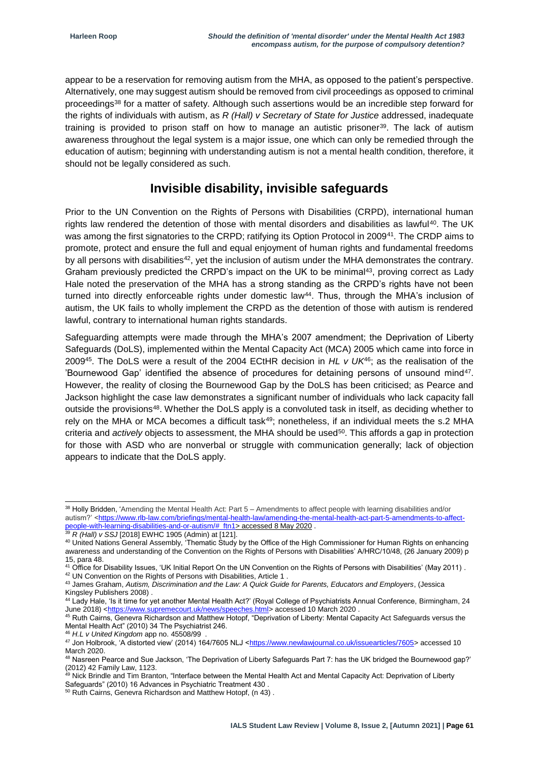appear to be a reservation for removing autism from the MHA, as opposed to the patient's perspective. Alternatively, one may suggest autism should be removed from civil proceedings as opposed to criminal proceedings[38] for a matter of safety. Although such assertions would be an incredible step forward for the rights of individuals with autism, as *R (Hall) v Secretary of State for Justice* addressed, inadequate training is provided to prison staff on how to manage an autistic prisoner[39]. The lack of autism awareness throughout the legal system is a major issue, one which can only be remedied through the education of autism; beginning with understanding autism is not a mental health condition, therefore, it should not be legally considered as such.

## Invisible disability, invisible safeguards

Prior to the UN Convention on the Rights of Persons with Disabilities (CRPD), international human rights law rendered the detention of those with mental disorders and disabilities as lawful[40]. The UK was among the first signatories to the CRPD; ratifying its Option Protocol in 2009[41]. The CRDP aims to promote, protect and ensure the full and equal enjoyment of human rights and fundamental freedoms by all persons with disabilities[42], yet the inclusion of autism under the MHA demonstrates the contrary. Graham previously predicted the CRPD's impact on the UK to be minimal[43], proving correct as Lady Hale noted the preservation of the MHA has a strong standing as the CRPD's rights have not been turned into directly enforceable rights under domestic law[44]. Thus, through the MHA's inclusion of autism, the UK fails to wholly implement the CRPD as the detention of those with autism is rendered lawful, contrary to international human rights standards.

Safeguarding attempts were made through the MHA's 2007 amendment; the Deprivation of Liberty Safeguards (DoLS), implemented within the Mental Capacity Act (MCA) 2005 which came into force in 2009[45]. The DoLS were a result of the 2004 ECtHR decision in *HL v UK*[46]; as the realisation of the 'Bournewood Gap' identified the absence of procedures for detaining persons of unsound mind[47]. However, the reality of closing the Bournewood Gap by the DoLS has been criticised; as Pearce and Jackson highlight the case law demonstrates a significant number of individuals who lack capacity fall outside the provisions[48]. Whether the DoLS apply is a convoluted task in itself, as deciding whether to rely on the MHA or MCA becomes a difficult task[49]; nonetheless, if an individual meets the s.2 MHA criteria and *actively* objects to assessment, the MHA should be used[50]. This affords a gap in protection for those with ASD who are nonverbal or struggle with communication generally; lack of objection appears to indicate that the DoLS apply.

---

[38] Holly Bridden, 'Amending the Mental Health Act: Part 5 – Amendments to affect people with learning disabilities and/or autism?' <https://www.rlb-law.com/briefings/mental-health-law/amending-the-mental-health-act-part-5-amendments-to-affect-people-with-learning-disabilities-and-or-autism/#_ftn1> accessed 8 May 2020 .

[39] *R (Hall) v SSJ* [2018] EWHC 1905 (Admin) at [121].

[40] United Nations General Assembly, 'Thematic Study by the Office of the High Commissioner for Human Rights on enhancing awareness and understanding of the Convention on the Rights of Persons with Disabilities' A/HRC/10/48, (26 January 2009) p 15, para 48.

[41] Office for Disability Issues, 'UK Initial Report On the UN Convention on the Rights of Persons with Disabilities' (May 2011) .

[42] UN Convention on the Rights of Persons with Disabilities, Article 1 .

[43] James Graham, *Autism, Discrimination and the Law: A Quick Guide for Parents, Educators and Employers*, (Jessica Kingsley Publishers 2008) .

[44] Lady Hale, 'Is it time for yet another Mental Health Act?' (Royal College of Psychiatrists Annual Conference, Birmingham, 24 June 2018) <https://www.supremecourt.uk/news/speeches.html> accessed 10 March 2020 .

[45] Ruth Cairns, Genevra Richardson and Matthew Hotopf, "Deprivation of Liberty: Mental Capacity Act Safeguards versus the Mental Health Act" (2010) 34 The Psychiatrist 246.

[46] *H.L v United Kingdom* app no. 45508/99 .

[47] Jon Holbrook, 'A distorted view' (2014) 164/7605 NLJ <https://www.newlawjournal.co.uk/issuearticles/7605> accessed 10 March 2020.

[48] Nasreen Pearce and Sue Jackson, 'The Deprivation of Liberty Safeguards Part 7: has the UK bridged the Bournewood gap?' (2012) 42 Family Law, 1123.

[49] Nick Brindle and Tim Branton, "Interface between the Mental Health Act and Mental Capacity Act: Deprivation of Liberty Safeguards" (2010) 16 Advances in Psychiatric Treatment 430 .

[50] Ruth Cairns, Genevra Richardson and Matthew Hotopf, (n 43) .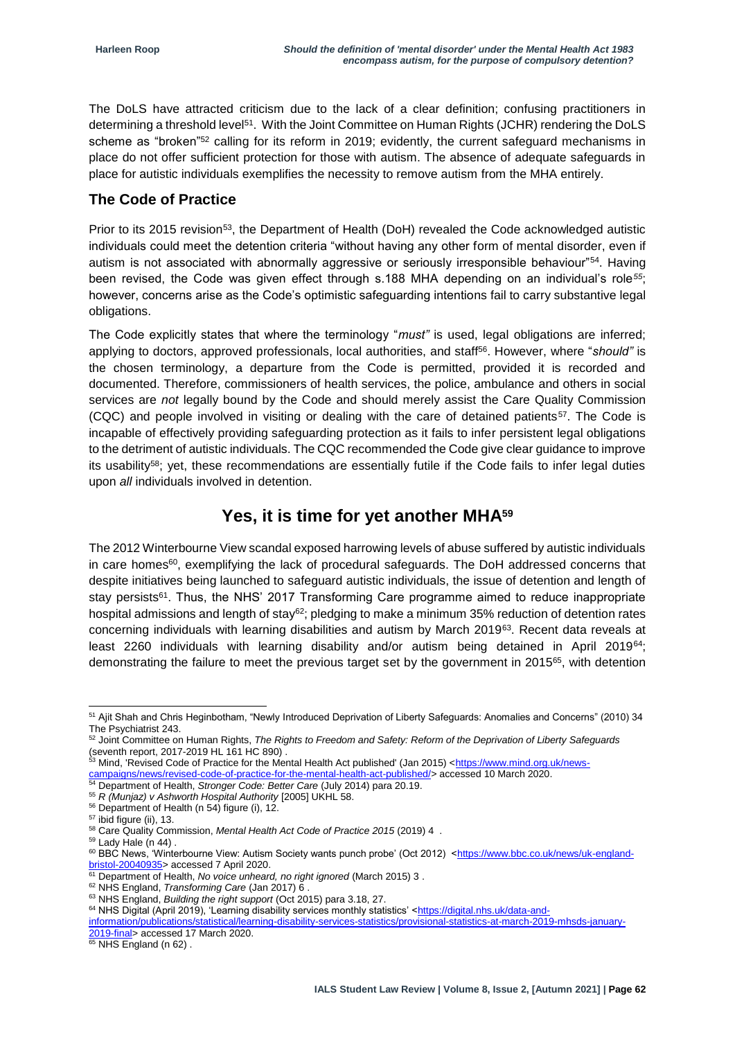The DoLS have attracted criticism due to the lack of a clear definition; confusing practitioners in determining a threshold level[51]. With the Joint Committee on Human Rights (JCHR) rendering the DoLS scheme as "broken"[52] calling for its reform in 2019; evidently, the current safeguard mechanisms in place do not offer sufficient protection for those with autism. The absence of adequate safeguards in place for autistic individuals exemplifies the necessity to remove autism from the MHA entirely.

## The Code of Practice

Prior to its 2015 revision[53], the Department of Health (DoH) revealed the Code acknowledged autistic individuals could meet the detention criteria "without having any other form of mental disorder, even if autism is not associated with abnormally aggressive or seriously irresponsible behaviour"[54]. Having been revised, the Code was given effect through s.188 MHA depending on an individual's role[55]; however, concerns arise as the Code's optimistic safeguarding intentions fail to carry substantive legal obligations.

The Code explicitly states that where the terminology "*must"* is used, legal obligations are inferred; applying to doctors, approved professionals, local authorities, and staff[56]. However, where "*should"* is the chosen terminology, a departure from the Code is permitted, provided it is recorded and documented. Therefore, commissioners of health services, the police, ambulance and others in social services are *not* legally bound by the Code and should merely assist the Care Quality Commission (CQC) and people involved in visiting or dealing with the care of detained patients[57]. The Code is incapable of effectively providing safeguarding protection as it fails to infer persistent legal obligations to the detriment of autistic individuals. The CQC recommended the Code give clear guidance to improve its usability[58]; yet, these recommendations are essentially futile if the Code fails to infer legal duties upon *all* individuals involved in detention.

## Yes, it is time for yet another MHA[59]

The 2012 Winterbourne View scandal exposed harrowing levels of abuse suffered by autistic individuals in care homes[60], exemplifying the lack of procedural safeguards. The DoH addressed concerns that despite initiatives being launched to safeguard autistic individuals, the issue of detention and length of stay persists[61]. Thus, the NHS' 2017 Transforming Care programme aimed to reduce inappropriate hospital admissions and length of stay[62]; pledging to make a minimum 35% reduction of detention rates concerning individuals with learning disabilities and autism by March 2019[63]. Recent data reveals at least 2260 individuals with learning disability and/or autism being detained in April 2019[64]; demonstrating the failure to meet the previous target set by the government in 2015[65], with detention

---

[51] Ajit Shah and Chris Heginbotham, "Newly Introduced Deprivation of Liberty Safeguards: Anomalies and Concerns" (2010) 34 The Psychiatrist 243.

[52] Joint Committee on Human Rights, *The Rights to Freedom and Safety: Reform of the Deprivation of Liberty Safeguards* (seventh report, 2017-2019 HL 161 HC 890) .

[53] Mind, 'Revised Code of Practice for the Mental Health Act published' (Jan 2015) <https://www.mind.org.uk/news-campaigns/news/revised-code-of-practice-for-the-mental-health-act-published/> accessed 10 March 2020.

[54] Department of Health, *Stronger Code: Better Care* (July 2014) para 20.19.

[55] *R (Munjaz) v Ashworth Hospital Authority* [2005] UKHL 58.

[56] Department of Health (n 54) figure (i), 12.

[57] ibid figure (ii), 13.

[58] Care Quality Commission, *Mental Health Act Code of Practice 2015* (2019) 4 .

[59] Lady Hale (n 44) .

[60] BBC News, 'Winterbourne View: Autism Society wants punch probe' (Oct 2012) <https://www.bbc.co.uk/news/uk-england-bristol-20040935> accessed 7 April 2020.

[61] Department of Health, *No voice unheard, no right ignored* (March 2015) 3 .

[62] NHS England, *Transforming Care* (Jan 2017) 6 .

[63] NHS England, *Building the right support* (Oct 2015) para 3.18, 27.

[64] NHS Digital (April 2019), 'Learning disability services monthly statistics' <https://digital.nhs.uk/data-and-information/publications/statistical/learning-disability-services-statistics/provisional-statistics-at-march-2019-mhsds-january-2019-final> accessed 17 March 2020.

[65] NHS England (n 62) .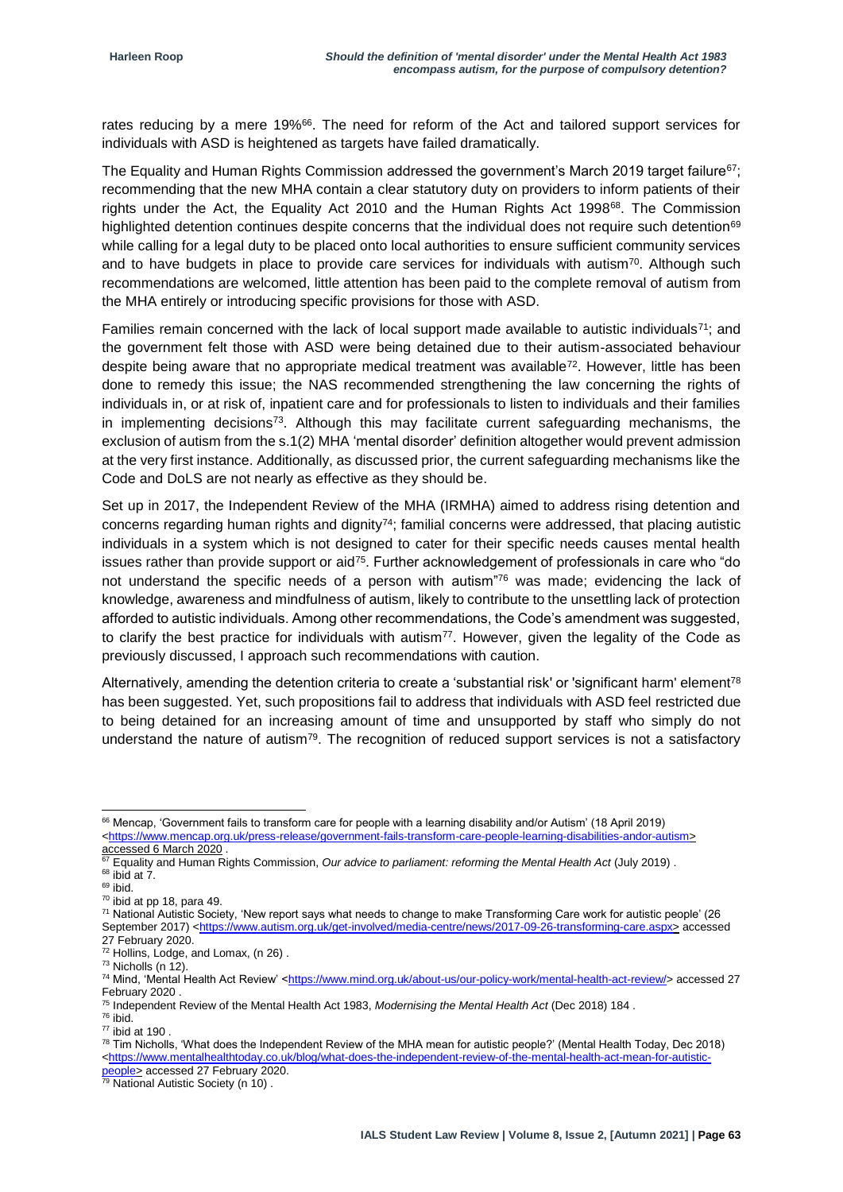rates reducing by a mere 19%[66]. The need for reform of the Act and tailored support services for individuals with ASD is heightened as targets have failed dramatically.

The Equality and Human Rights Commission addressed the government's March 2019 target failure[67]; recommending that the new MHA contain a clear statutory duty on providers to inform patients of their rights under the Act, the Equality Act 2010 and the Human Rights Act 1998[68]. The Commission highlighted detention continues despite concerns that the individual does not require such detention[69] while calling for a legal duty to be placed onto local authorities to ensure sufficient community services and to have budgets in place to provide care services for individuals with autism[70]. Although such recommendations are welcomed, little attention has been paid to the complete removal of autism from the MHA entirely or introducing specific provisions for those with ASD.

Families remain concerned with the lack of local support made available to autistic individuals[71]; and the government felt those with ASD were being detained due to their autism-associated behaviour despite being aware that no appropriate medical treatment was available[72]. However, little has been done to remedy this issue; the NAS recommended strengthening the law concerning the rights of individuals in, or at risk of, inpatient care and for professionals to listen to individuals and their families in implementing decisions[73]. Although this may facilitate current safeguarding mechanisms, the exclusion of autism from the s.1(2) MHA 'mental disorder' definition altogether would prevent admission at the very first instance. Additionally, as discussed prior, the current safeguarding mechanisms like the Code and DoLS are not nearly as effective as they should be.

Set up in 2017, the Independent Review of the MHA (IRMHA) aimed to address rising detention and concerns regarding human rights and dignity[74]; familial concerns were addressed, that placing autistic individuals in a system which is not designed to cater for their specific needs causes mental health issues rather than provide support or aid[75]. Further acknowledgement of professionals in care who "do not understand the specific needs of a person with autism"[76] was made; evidencing the lack of knowledge, awareness and mindfulness of autism, likely to contribute to the unsettling lack of protection afforded to autistic individuals. Among other recommendations, the Code's amendment was suggested, to clarify the best practice for individuals with autism[77]. However, given the legality of the Code as previously discussed, I approach such recommendations with caution.

Alternatively, amending the detention criteria to create a 'substantial risk' or 'significant harm' element[78] has been suggested. Yet, such propositions fail to address that individuals with ASD feel restricted due to being detained for an increasing amount of time and unsupported by staff who simply do not understand the nature of autism[79]. The recognition of reduced support services is not a satisfactory

---

[66] Mencap, 'Government fails to transform care for people with a learning disability and/or Autism' (18 April 2019) <https://www.mencap.org.uk/press-release/government-fails-transform-care-people-learning-disabilities-andor-autism> accessed 6 March 2020 .

[67] Equality and Human Rights Commission, *Our advice to parliament: reforming the Mental Health Act* (July 2019) .

[68] ibid at 7.

[69] ibid.

[70] ibid at pp 18, para 49.

[71] National Autistic Society, 'New report says what needs to change to make Transforming Care work for autistic people' (26 September 2017) <https://www.autism.org.uk/get-involved/media-centre/news/2017-09-26-transforming-care.aspx> accessed 27 February 2020.

[72] Hollins, Lodge, and Lomax, (n 26) .

[73] Nicholls (n 12).

[74] Mind, 'Mental Health Act Review' <https://www.mind.org.uk/about-us/our-policy-work/mental-health-act-review/> accessed 27 February 2020 .

[75] Independent Review of the Mental Health Act 1983, *Modernising the Mental Health Act* (Dec 2018) 184 .

[76] ibid.

[77] ibid at 190 .

[78] Tim Nicholls, 'What does the Independent Review of the MHA mean for autistic people?' (Mental Health Today, Dec 2018) <https://www.mentalhealthtoday.co.uk/blog/what-does-the-independent-review-of-the-mental-health-act-mean-for-autistic-people> accessed 27 February 2020.

[79] National Autistic Society (n 10) .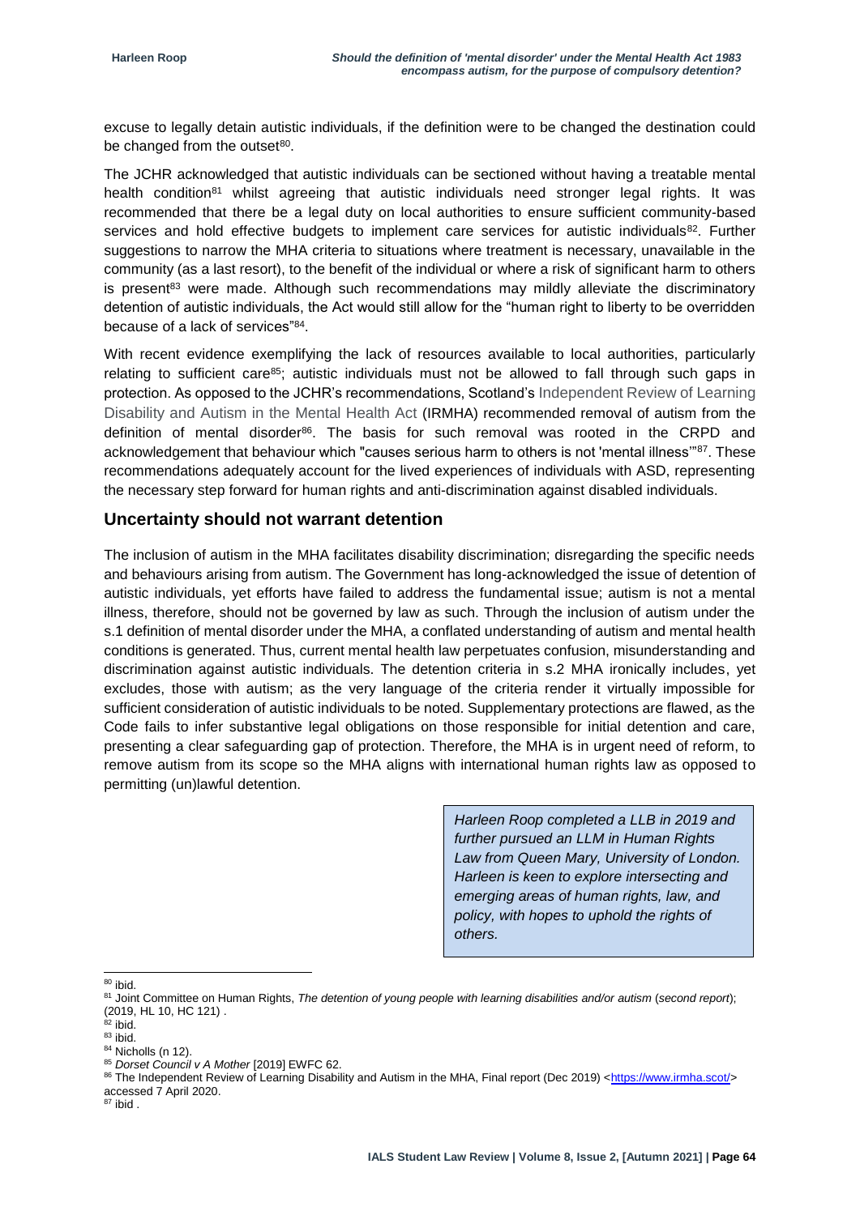excuse to legally detain autistic individuals, if the definition were to be changed the destination could be changed from the outset[80].

The JCHR acknowledged that autistic individuals can be sectioned without having a treatable mental health condition[81] whilst agreeing that autistic individuals need stronger legal rights. It was recommended that there be a legal duty on local authorities to ensure sufficient community-based services and hold effective budgets to implement care services for autistic individuals[82]. Further suggestions to narrow the MHA criteria to situations where treatment is necessary, unavailable in the community (as a last resort), to the benefit of the individual or where a risk of significant harm to others is present[83] were made. Although such recommendations may mildly alleviate the discriminatory detention of autistic individuals, the Act would still allow for the "human right to liberty to be overridden because of a lack of services"[84].

With recent evidence exemplifying the lack of resources available to local authorities, particularly relating to sufficient care[85]; autistic individuals must not be allowed to fall through such gaps in protection. As opposed to the JCHR's recommendations, Scotland's Independent Review of Learning Disability and Autism in the Mental Health Act (IRMHA) recommended removal of autism from the definition of mental disorder[86]. The basis for such removal was rooted in the CRPD and acknowledgement that behaviour which "causes serious harm to others is not 'mental illness'"[87]. These recommendations adequately account for the lived experiences of individuals with ASD, representing the necessary step forward for human rights and anti-discrimination against disabled individuals.

## Uncertainty should not warrant detention

The inclusion of autism in the MHA facilitates disability discrimination; disregarding the specific needs and behaviours arising from autism. The Government has long-acknowledged the issue of detention of autistic individuals, yet efforts have failed to address the fundamental issue; autism is not a mental illness, therefore, should not be governed by law as such. Through the inclusion of autism under the s.1 definition of mental disorder under the MHA, a conflated understanding of autism and mental health conditions is generated. Thus, current mental health law perpetuates confusion, misunderstanding and discrimination against autistic individuals. The detention criteria in s.2 MHA ironically includes, yet excludes, those with autism; as the very language of the criteria render it virtually impossible for sufficient consideration of autistic individuals to be noted. Supplementary protections are flawed, as the Code fails to infer substantive legal obligations on those responsible for initial detention and care, presenting a clear safeguarding gap of protection. Therefore, the MHA is in urgent need of reform, to remove autism from its scope so the MHA aligns with international human rights law as opposed to permitting (un)lawful detention.

*Harleen Roop completed a LLB in 2019 and further pursued an LLM in Human Rights Law from Queen Mary, University of London. Harleen is keen to explore intersecting and emerging areas of human rights, law, and policy, with hopes to uphold the rights of others.*

---

[80] ibid.

[81] Joint Committee on Human Rights, *The detention of young people with learning disabilities and/or autism* (*second report*); (2019, HL 10, HC 121) .

[82] ibid.

[83] ibid.

[84] Nicholls (n 12).

[85] *Dorset Council v A Mother* [2019] EWFC 62.

[86] The Independent Review of Learning Disability and Autism in the MHA, Final report (Dec 2019) <https://www.irmha.scot/> accessed 7 April 2020.

[87] ibid .